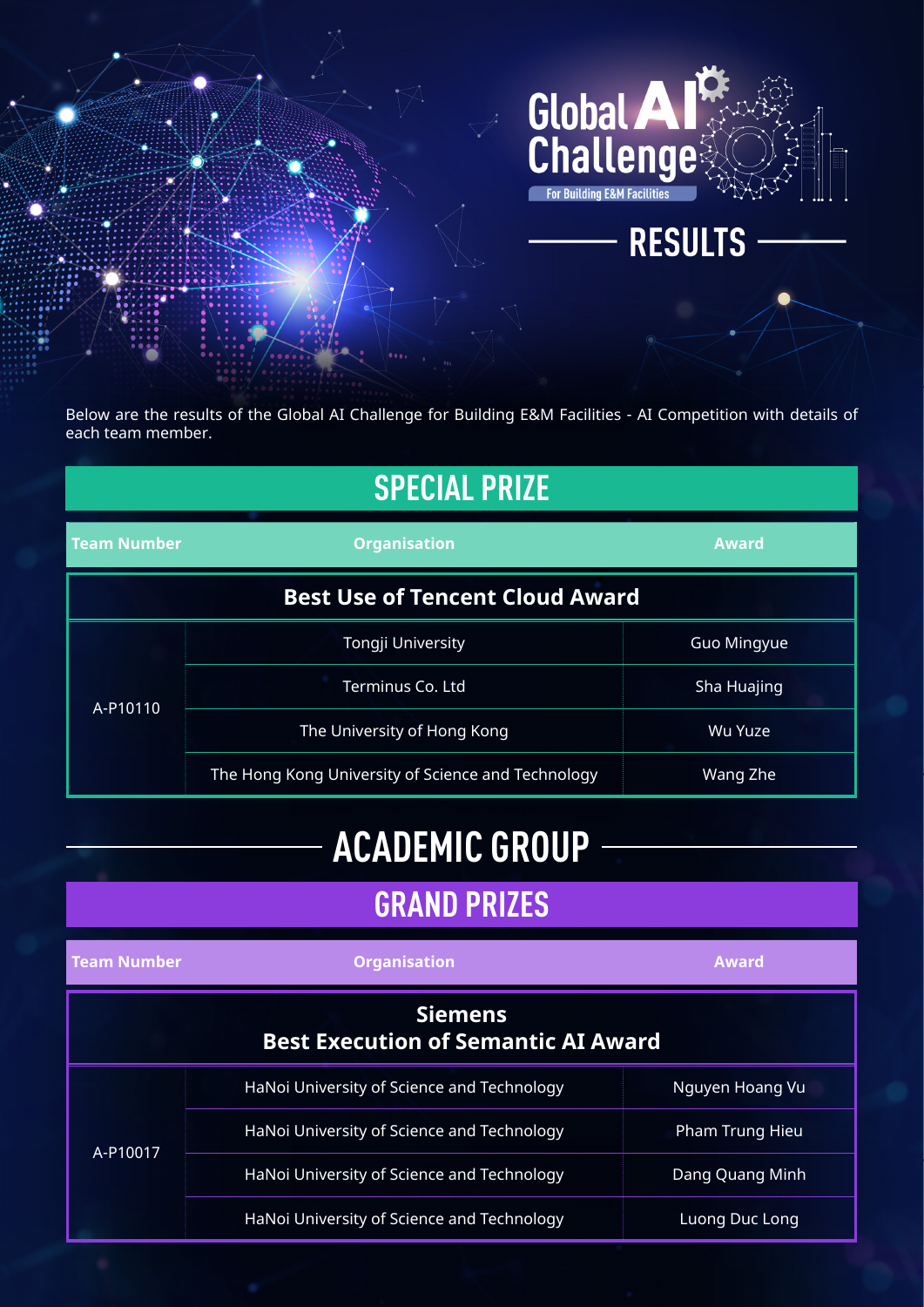# Global AI Challenge

For Building E&M Facilities

## RESULTS

Below are the results of the Global AI Challenge for Building E&M Facilities - AI Competition with details of each team member.

## SPECIAL PRIZE

| Team Number | Organisation | Award |
|---|---|---|
| **Best Use of Tencent Cloud Award** | | |
| A-P10110 | Tongji University | Guo Mingyue |
| | Terminus Co. Ltd | Sha Huajing |
| | The University of Hong Kong | Wu Yuze |
| | The Hong Kong University of Science and Technology | Wang Zhe |

## ACADEMIC GROUP

### GRAND PRIZES

| Team Number | Organisation | Award |
|---|---|---|
| **Siemens Best Execution of Semantic AI Award** | | |
| A-P10017 | HaNoi University of Science and Technology | Nguyen Hoang Vu |
| | HaNoi University of Science and Technology | Pham Trung Hieu |
| | HaNoi University of Science and Technology | Dang Quang Minh |
| | HaNoi University of Science and Technology | Luong Duc Long |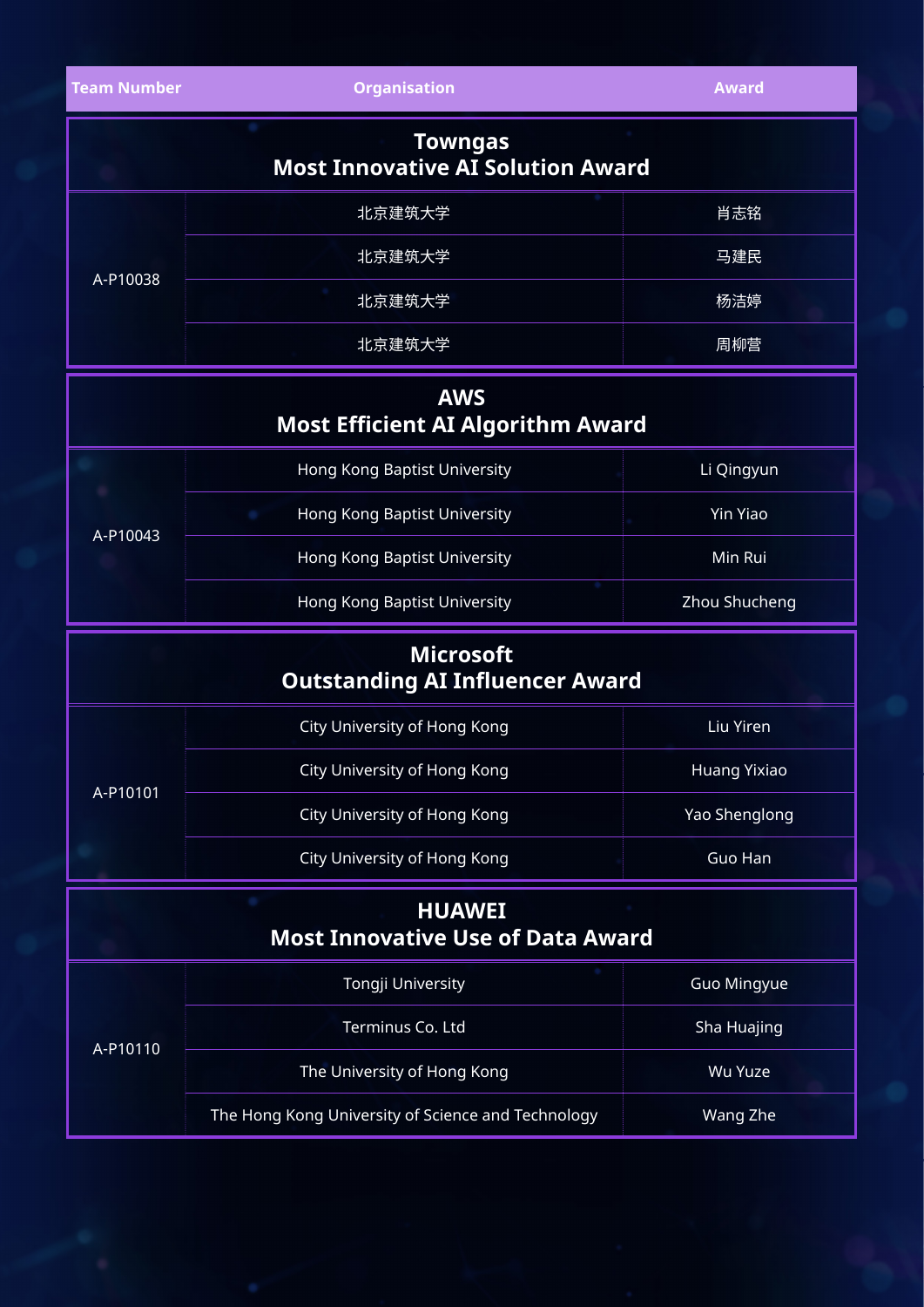| Team Number | Organisation | Award |
| --- | --- | --- |
| **Towngas<br>Most Innovative AI Solution Award** | | |
| A-P10038 | 北京建筑大学 | 肖志铭 |
| | 北京建筑大学 | 马建民 |
| | 北京建筑大学 | 杨洁婷 |
| | 北京建筑大学 | 周柳营 |
| **AWS<br>Most Efficient AI Algorithm Award** | | |
| A-P10043 | Hong Kong Baptist University | Li Qingyun |
| | Hong Kong Baptist University | Yin Yiao |
| | Hong Kong Baptist University | Min Rui |
| | Hong Kong Baptist University | Zhou Shucheng |
| **Microsoft<br>Outstanding AI Influencer Award** | | |
| A-P10101 | City University of Hong Kong | Liu Yiren |
| | City University of Hong Kong | Huang Yixiao |
| | City University of Hong Kong | Yao Shenglong |
| | City University of Hong Kong | Guo Han |
| **HUAWEI<br>Most Innovative Use of Data Award** | | |
| A-P10110 | Tongji University | Guo Mingyue |
| | Terminus Co. Ltd | Sha Huajing |
| | The University of Hong Kong | Wu Yuze |
| | The Hong Kong University of Science and Technology | Wang Zhe |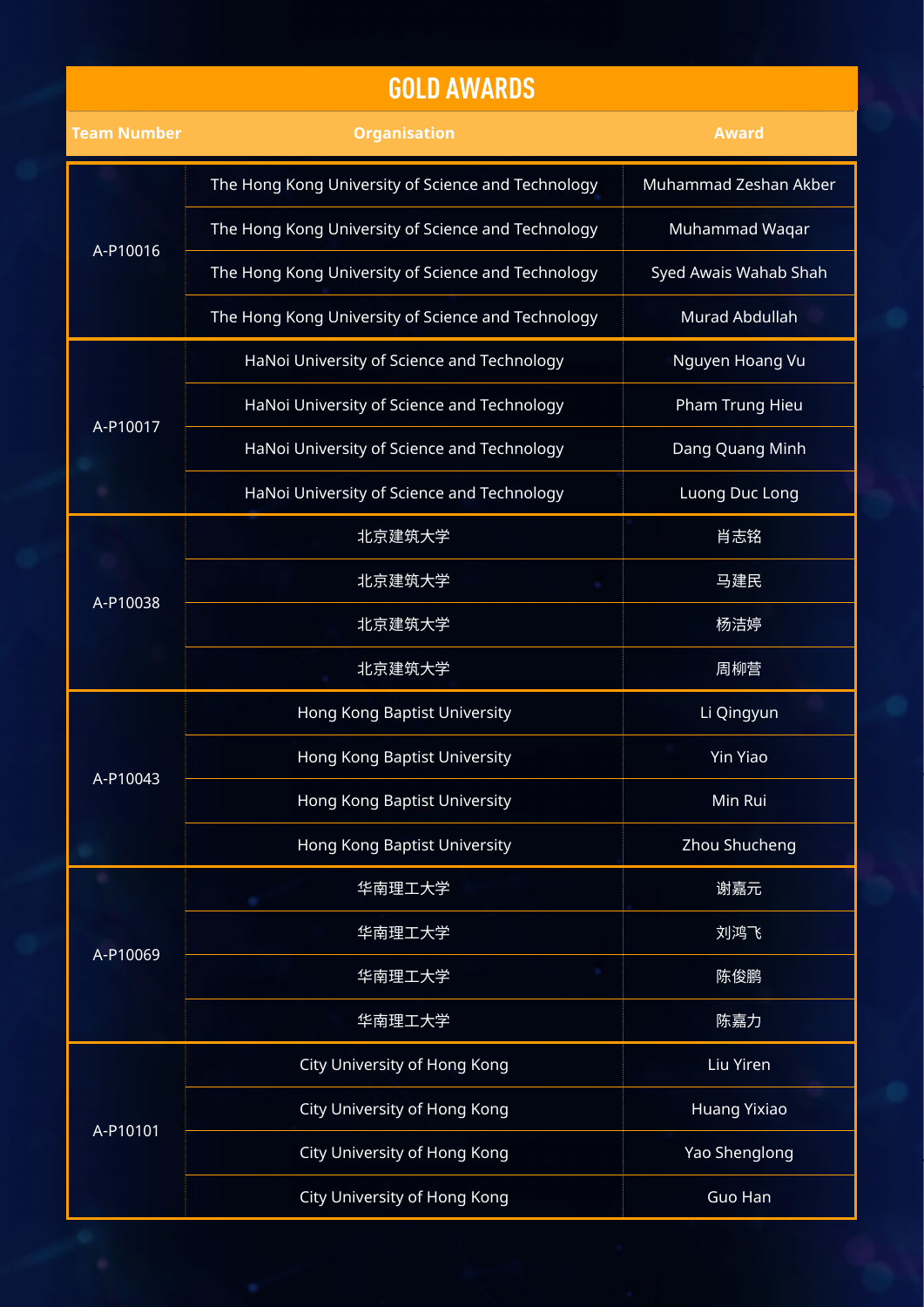## GOLD AWARDS

| Team Number | Organisation | Award |
|---|---|---|
| A-P10016 | The Hong Kong University of Science and Technology | Muhammad Zeshan Akber |
| | The Hong Kong University of Science and Technology | Muhammad Waqar |
| | The Hong Kong University of Science and Technology | Syed Awais Wahab Shah |
| | The Hong Kong University of Science and Technology | Murad Abdullah |
| A-P10017 | HaNoi University of Science and Technology | Nguyen Hoang Vu |
| | HaNoi University of Science and Technology | Pham Trung Hieu |
| | HaNoi University of Science and Technology | Dang Quang Minh |
| | HaNoi University of Science and Technology | Luong Duc Long |
| A-P10038 | 北京建筑大学 | 肖志铭 |
| | 北京建筑大学 | 马建民 |
| | 北京建筑大学 | 杨洁婷 |
| | 北京建筑大学 | 周柳营 |
| A-P10043 | Hong Kong Baptist University | Li Qingyun |
| | Hong Kong Baptist University | Yin Yiao |
| | Hong Kong Baptist University | Min Rui |
| | Hong Kong Baptist University | Zhou Shucheng |
| A-P10069 | 华南理工大学 | 谢嘉元 |
| | 华南理工大学 | 刘鸿飞 |
| | 华南理工大学 | 陈俊鹏 |
| | 华南理工大学 | 陈嘉力 |
| A-P10101 | City University of Hong Kong | Liu Yiren |
| | City University of Hong Kong | Huang Yixiao |
| | City University of Hong Kong | Yao Shenglong |
| | City University of Hong Kong | Guo Han |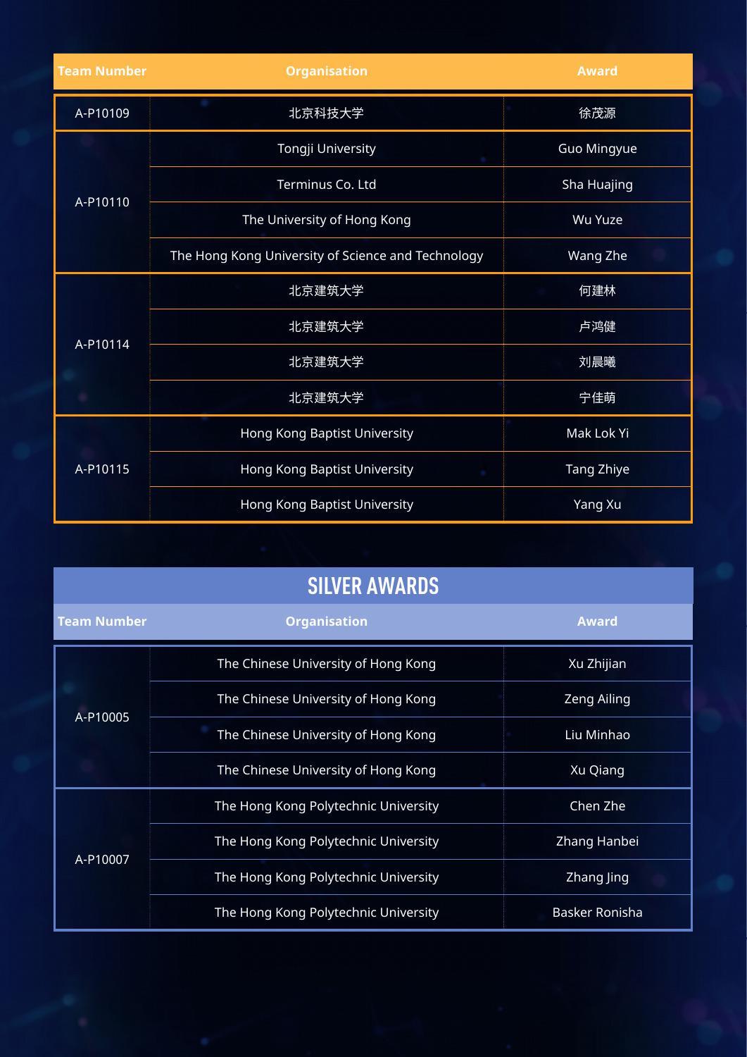| Team Number | Organisation | Award |
|---|---|---|
| A-P10109 | 北京科技大学 | 徐茂源 |
| A-P10110 | Tongji University | Guo Mingyue |
| | Terminus Co. Ltd | Sha Huajing |
| | The University of Hong Kong | Wu Yuze |
| | The Hong Kong University of Science and Technology | Wang Zhe |
| A-P10114 | 北京建筑大学 | 何建林 |
| | 北京建筑大学 | 卢鸿健 |
| | 北京建筑大学 | 刘晨曦 |
| | 北京建筑大学 | 宁佳萌 |
| A-P10115 | Hong Kong Baptist University | Mak Lok Yi |
| | Hong Kong Baptist University | Tang Zhiye |
| | Hong Kong Baptist University | Yang Xu |

## SILVER AWARDS

| Team Number | Organisation | Award |
|---|---|---|
| A-P10005 | The Chinese University of Hong Kong | Xu Zhijian |
| | The Chinese University of Hong Kong | Zeng Ailing |
| | The Chinese University of Hong Kong | Liu Minhao |
| | The Chinese University of Hong Kong | Xu Qiang |
| A-P10007 | The Hong Kong Polytechnic University | Chen Zhe |
| | The Hong Kong Polytechnic University | Zhang Hanbei |
| | The Hong Kong Polytechnic University | Zhang Jing |
| | The Hong Kong Polytechnic University | Basker Ronisha |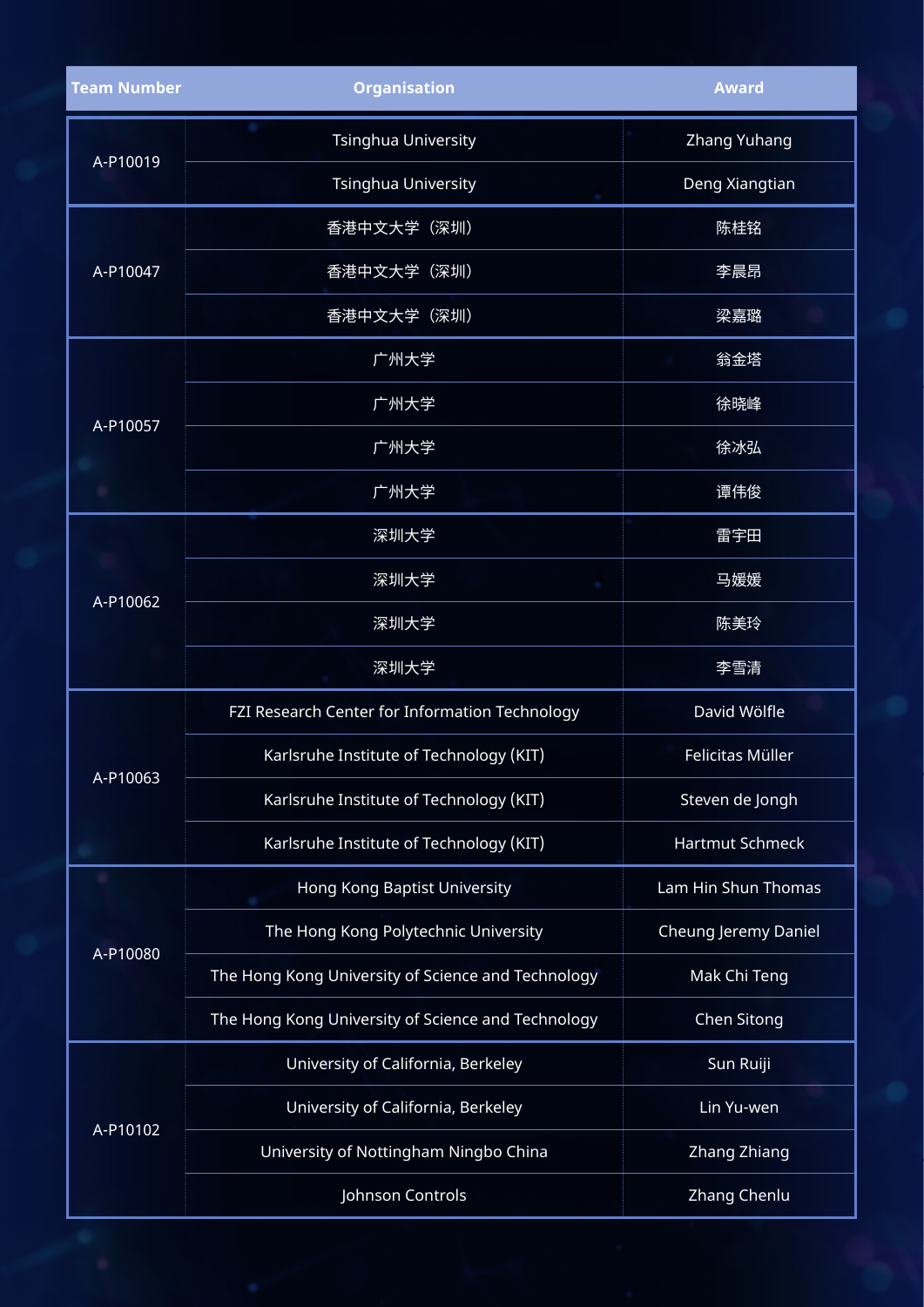| Team Number | Organisation | Award |
| --- | --- | --- |
| A-P10019 | Tsinghua University | Zhang Yuhang |
| | Tsinghua University | Deng Xiangtian |
| A-P10047 | 香港中文大学（深圳） | 陈桂铭 |
| | 香港中文大学（深圳） | 李晨昂 |
| | 香港中文大学（深圳） | 梁嘉璐 |
| A-P10057 | 广州大学 | 翁金塔 |
| | 广州大学 | 徐晓峰 |
| | 广州大学 | 徐冰弘 |
| | 广州大学 | 谭伟俊 |
| A-P10062 | 深圳大学 | 雷宇田 |
| | 深圳大学 | 马媛媛 |
| | 深圳大学 | 陈美玲 |
| | 深圳大学 | 李雪清 |
| A-P10063 | FZI Research Center for Information Technology | David Wölfle |
| | Karlsruhe Institute of Technology (KIT) | Felicitas Müller |
| | Karlsruhe Institute of Technology (KIT) | Steven de Jongh |
| | Karlsruhe Institute of Technology (KIT) | Hartmut Schmeck |
| A-P10080 | Hong Kong Baptist University | Lam Hin Shun Thomas |
| | The Hong Kong Polytechnic University | Cheung Jeremy Daniel |
| | The Hong Kong University of Science and Technology | Mak Chi Teng |
| | The Hong Kong University of Science and Technology | Chen Sitong |
| A-P10102 | University of California, Berkeley | Sun Ruiji |
| | University of California, Berkeley | Lin Yu-wen |
| | University of Nottingham Ningbo China | Zhang Zhiang |
| | Johnson Controls | Zhang Chenlu |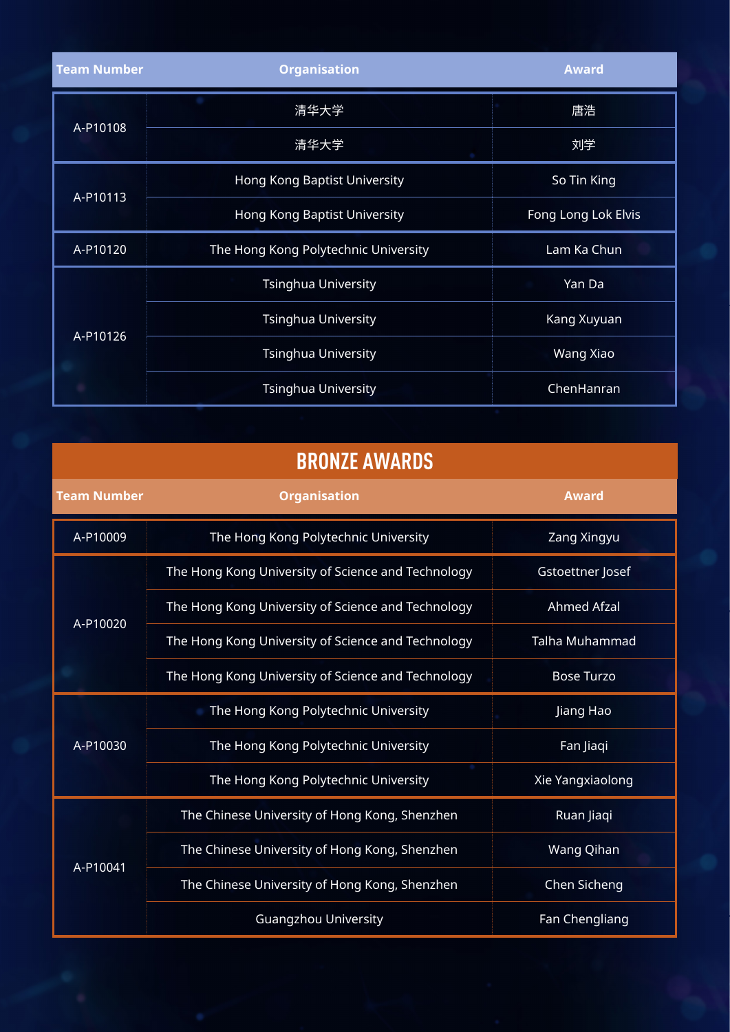| Team Number | Organisation | Award |
|---|---|---|
| A-P10108 | 清华大学 | 唐浩 |
| | 清华大学 | 刘学 |
| A-P10113 | Hong Kong Baptist University | So Tin King |
| | Hong Kong Baptist University | Fong Long Lok Elvis |
| A-P10120 | The Hong Kong Polytechnic University | Lam Ka Chun |
| A-P10126 | Tsinghua University | Yan Da |
| | Tsinghua University | Kang Xuyuan |
| | Tsinghua University | Wang Xiao |
| | Tsinghua University | ChenHanran |

## BRONZE AWARDS

| Team Number | Organisation | Award |
|---|---|---|
| A-P10009 | The Hong Kong Polytechnic University | Zang Xingyu |
| A-P10020 | The Hong Kong University of Science and Technology | Gstoettner Josef |
| | The Hong Kong University of Science and Technology | Ahmed Afzal |
| | The Hong Kong University of Science and Technology | Talha Muhammad |
| | The Hong Kong University of Science and Technology | Bose Turzo |
| A-P10030 | The Hong Kong Polytechnic University | Jiang Hao |
| | The Hong Kong Polytechnic University | Fan Jiaqi |
| | The Hong Kong Polytechnic University | Xie Yangxiaolong |
| A-P10041 | The Chinese University of Hong Kong, Shenzhen | Ruan Jiaqi |
| | The Chinese University of Hong Kong, Shenzhen | Wang Qihan |
| | The Chinese University of Hong Kong, Shenzhen | Chen Sicheng |
| | Guangzhou University | Fan Chengliang |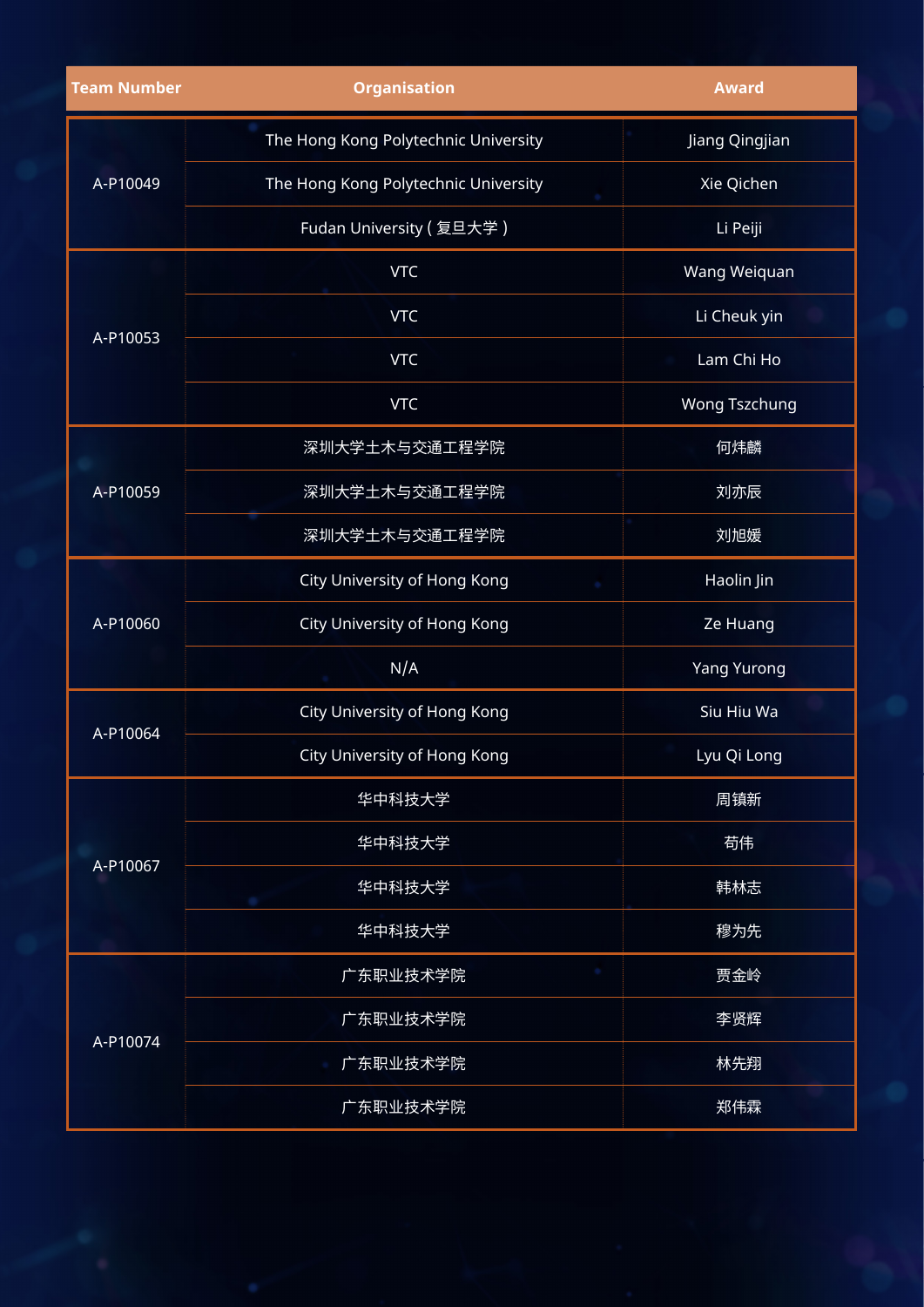| Team Number | Organisation | Award |
| --- | --- | --- |
| A-P10049 | The Hong Kong Polytechnic University | Jiang Qingjian |
| | The Hong Kong Polytechnic University | Xie Qichen |
| | Fudan University ( 复旦大学 ) | Li Peiji |
| A-P10053 | VTC | Wang Weiquan |
| | VTC | Li Cheuk yin |
| | VTC | Lam Chi Ho |
| | VTC | Wong Tszchung |
| A-P10059 | 深圳大学土木与交通工程学院 | 何炜麟 |
| | 深圳大学土木与交通工程学院 | 刘亦辰 |
| | 深圳大学土木与交通工程学院 | 刘旭媛 |
| A-P10060 | City University of Hong Kong | Haolin Jin |
| | City University of Hong Kong | Ze Huang |
| | N/A | Yang Yurong |
| A-P10064 | City University of Hong Kong | Siu Hiu Wa |
| | City University of Hong Kong | Lyu Qi Long |
| A-P10067 | 华中科技大学 | 周镇新 |
| | 华中科技大学 | 苟伟 |
| | 华中科技大学 | 韩林志 |
| | 华中科技大学 | 穆为先 |
| A-P10074 | 广东职业技术学院 | 贾金岭 |
| | 广东职业技术学院 | 李贤辉 |
| | 广东职业技术学院 | 林先翔 |
| | 广东职业技术学院 | 郑伟霖 |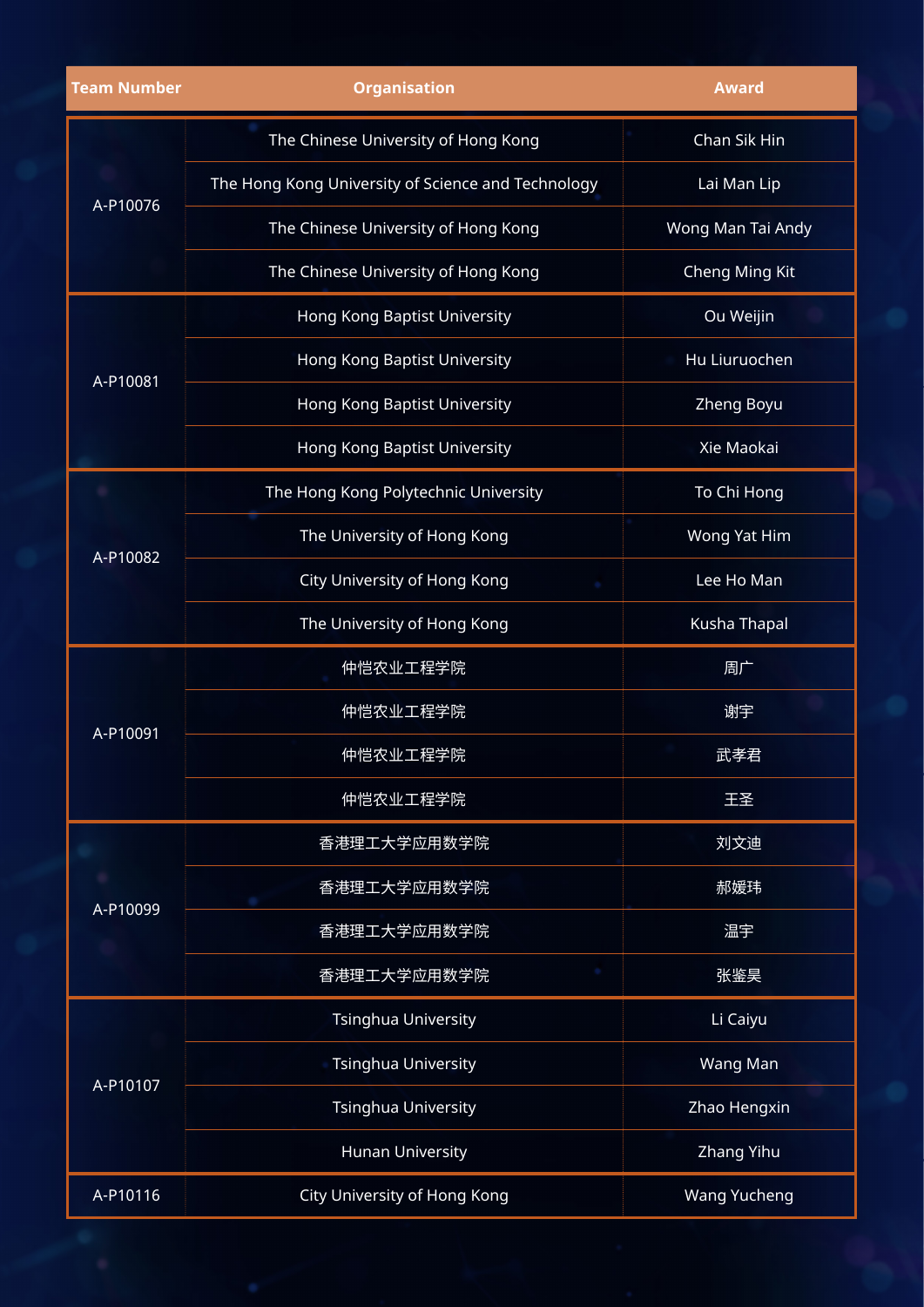| Team Number | Organisation | Award |
| --- | --- | --- |
| A-P10076 | The Chinese University of Hong Kong | Chan Sik Hin |
| | The Hong Kong University of Science and Technology | Lai Man Lip |
| | The Chinese University of Hong Kong | Wong Man Tai Andy |
| | The Chinese University of Hong Kong | Cheng Ming Kit |
| A-P10081 | Hong Kong Baptist University | Ou Weijin |
| | Hong Kong Baptist University | Hu Liuruochen |
| | Hong Kong Baptist University | Zheng Boyu |
| | Hong Kong Baptist University | Xie Maokai |
| A-P10082 | The Hong Kong Polytechnic University | To Chi Hong |
| | The University of Hong Kong | Wong Yat Him |
| | City University of Hong Kong | Lee Ho Man |
| | The University of Hong Kong | Kusha Thapal |
| A-P10091 | 仲恺农业工程学院 | 周广 |
| | 仲恺农业工程学院 | 谢宇 |
| | 仲恺农业工程学院 | 武孝君 |
| | 仲恺农业工程学院 | 王圣 |
| A-P10099 | 香港理工大学应用数学院 | 刘文迪 |
| | 香港理工大学应用数学院 | 郝媛玮 |
| | 香港理工大学应用数学院 | 温宇 |
| | 香港理工大学应用数学院 | 张鉴昊 |
| A-P10107 | Tsinghua University | Li Caiyu |
| | Tsinghua University | Wang Man |
| | Tsinghua University | Zhao Hengxin |
| | Hunan University | Zhang Yihu |
| A-P10116 | City University of Hong Kong | Wang Yucheng |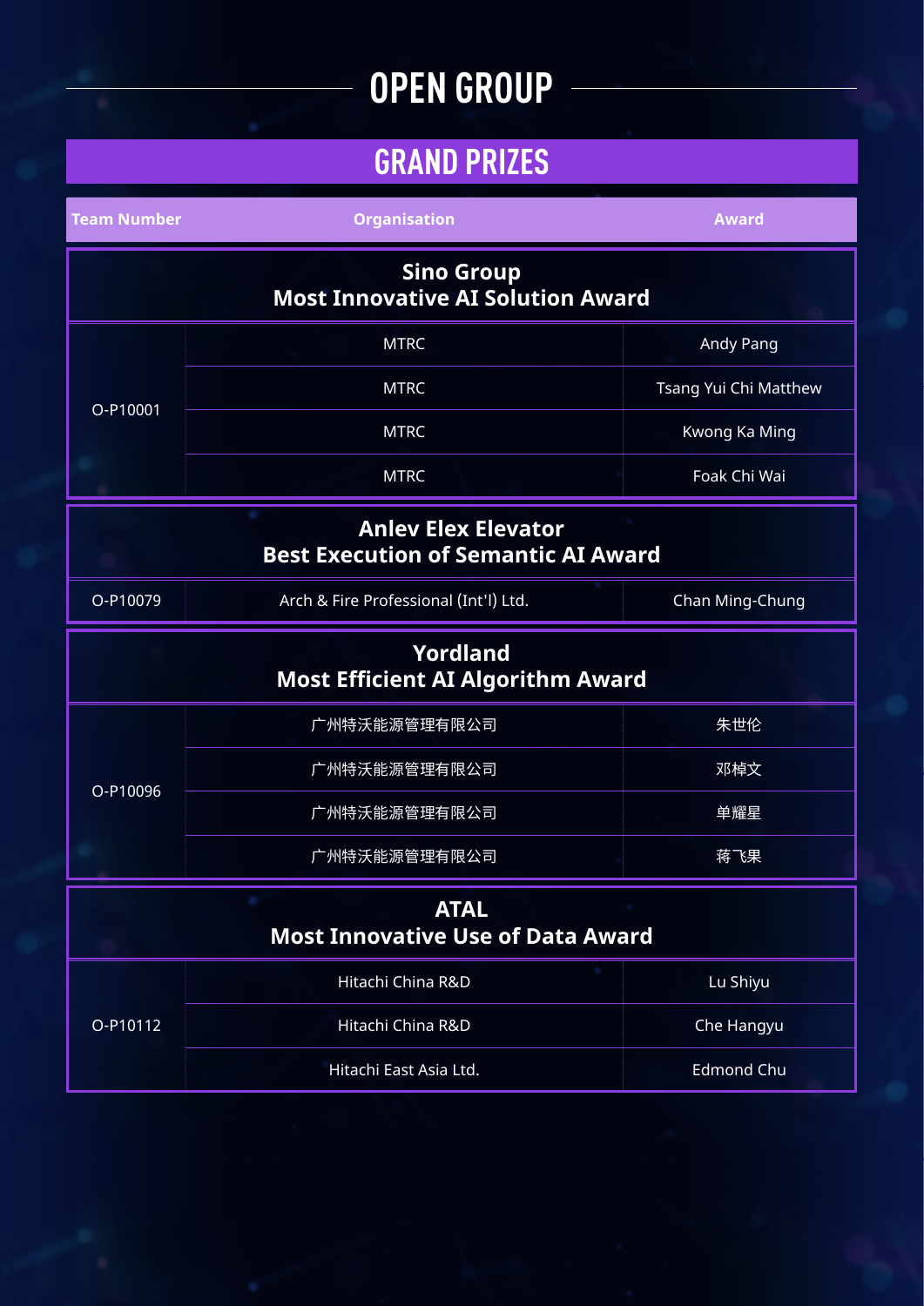# OPEN GROUP

## GRAND PRIZES

| Team Number | Organisation | Award |
|---|---|---|
| **Sino Group<br>Most Innovative AI Solution Award** | | |
| O-P10001 | MTRC | Andy Pang |
| | MTRC | Tsang Yui Chi Matthew |
| | MTRC | Kwong Ka Ming |
| | MTRC | Foak Chi Wai |
| **Anlev Elex Elevator<br>Best Execution of Semantic AI Award** | | |
| O-P10079 | Arch & Fire Professional (Int'l) Ltd. | Chan Ming-Chung |
| **Yordland<br>Most Efficient AI Algorithm Award** | | |
| O-P10096 | 广州特沃能源管理有限公司 | 朱世伦 |
| | 广州特沃能源管理有限公司 | 邓棹文 |
| | 广州特沃能源管理有限公司 | 单耀星 |
| | 广州特沃能源管理有限公司 | 蒋飞果 |
| **ATAL<br>Most Innovative Use of Data Award** | | |
| O-P10112 | Hitachi China R&D | Lu Shiyu |
| | Hitachi China R&D | Che Hangyu |
| | Hitachi East Asia Ltd. | Edmond Chu |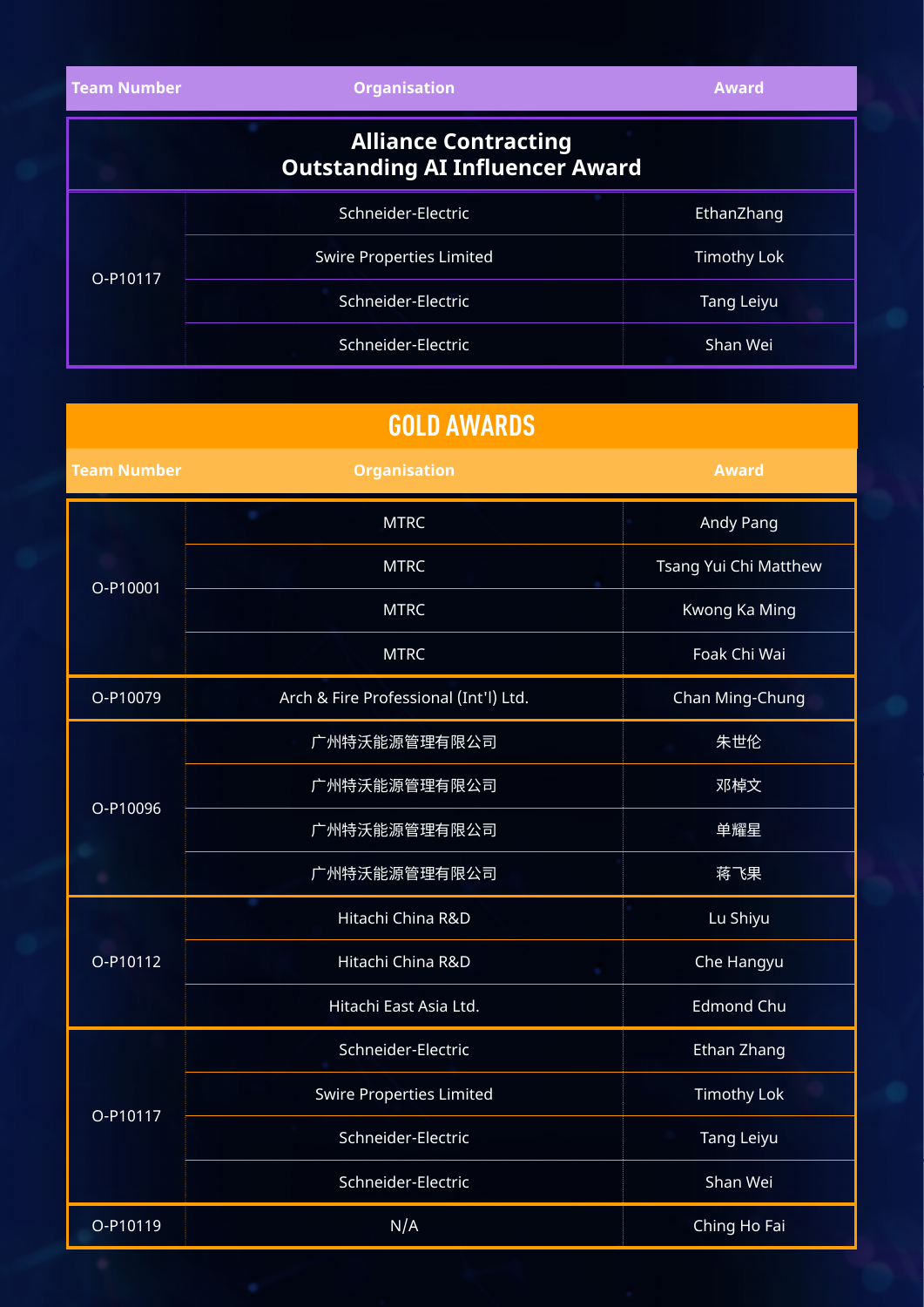| Team Number | Organisation | Award |
| --- | --- | --- |
| **Alliance Contracting Outstanding AI Influencer Award** | | |
| O-P10117 | Schneider-Electric | EthanZhang |
| | Swire Properties Limited | Timothy Lok |
| | Schneider-Electric | Tang Leiyu |
| | Schneider-Electric | Shan Wei |

## GOLD AWARDS

| Team Number | Organisation | Award |
| --- | --- | --- |
| O-P10001 | MTRC | Andy Pang |
| | MTRC | Tsang Yui Chi Matthew |
| | MTRC | Kwong Ka Ming |
| | MTRC | Foak Chi Wai |
| O-P10079 | Arch & Fire Professional (Int'l) Ltd. | Chan Ming-Chung |
| O-P10096 | 广州特沃能源管理有限公司 | 朱世伦 |
| | 广州特沃能源管理有限公司 | 邓棹文 |
| | 广州特沃能源管理有限公司 | 单耀星 |
| | 广州特沃能源管理有限公司 | 蒋飞果 |
| O-P10112 | Hitachi China R&D | Lu Shiyu |
| | Hitachi China R&D | Che Hangyu |
| | Hitachi East Asia Ltd. | Edmond Chu |
| O-P10117 | Schneider-Electric | Ethan Zhang |
| | Swire Properties Limited | Timothy Lok |
| | Schneider-Electric | Tang Leiyu |
| | Schneider-Electric | Shan Wei |
| O-P10119 | N/A | Ching Ho Fai |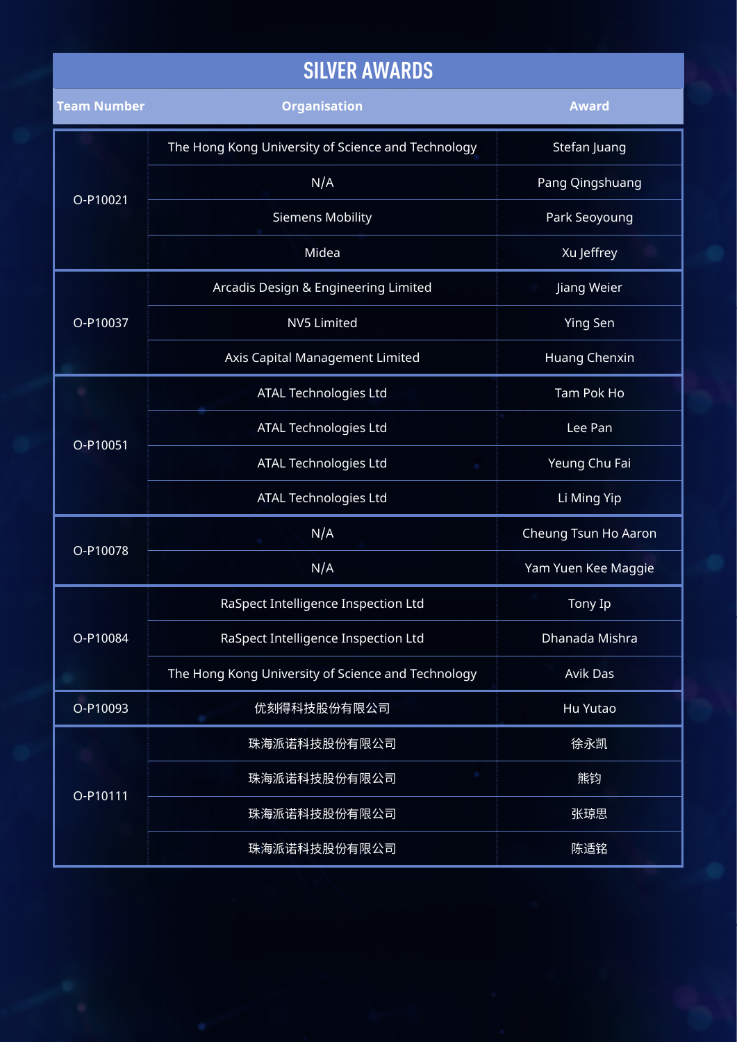# SILVER AWARDS

| Team Number | Organisation | Award |
| --- | --- | --- |
| O-P10021 | The Hong Kong University of Science and Technology | Stefan Juang |
| | N/A | Pang Qingshuang |
| | Siemens Mobility | Park Seoyoung |
| | Midea | Xu Jeffrey |
| O-P10037 | Arcadis Design & Engineering Limited | Jiang Weier |
| | NV5 Limited | Ying Sen |
| | Axis Capital Management Limited | Huang Chenxin |
| O-P10051 | ATAL Technologies Ltd | Tam Pok Ho |
| | ATAL Technologies Ltd | Lee Pan |
| | ATAL Technologies Ltd | Yeung Chu Fai |
| | ATAL Technologies Ltd | Li Ming Yip |
| O-P10078 | N/A | Cheung Tsun Ho Aaron |
| | N/A | Yam Yuen Kee Maggie |
| O-P10084 | RaSpect Intelligence Inspection Ltd | Tony Ip |
| | RaSpect Intelligence Inspection Ltd | Dhanada Mishra |
| | The Hong Kong University of Science and Technology | Avik Das |
| O-P10093 | 优刻得科技股份有限公司 | Hu Yutao |
| O-P10111 | 珠海派诺科技股份有限公司 | 徐永凯 |
| | 珠海派诺科技股份有限公司 | 熊钧 |
| | 珠海派诺科技股份有限公司 | 张琼思 |
| | 珠海派诺科技股份有限公司 | 陈适铭 |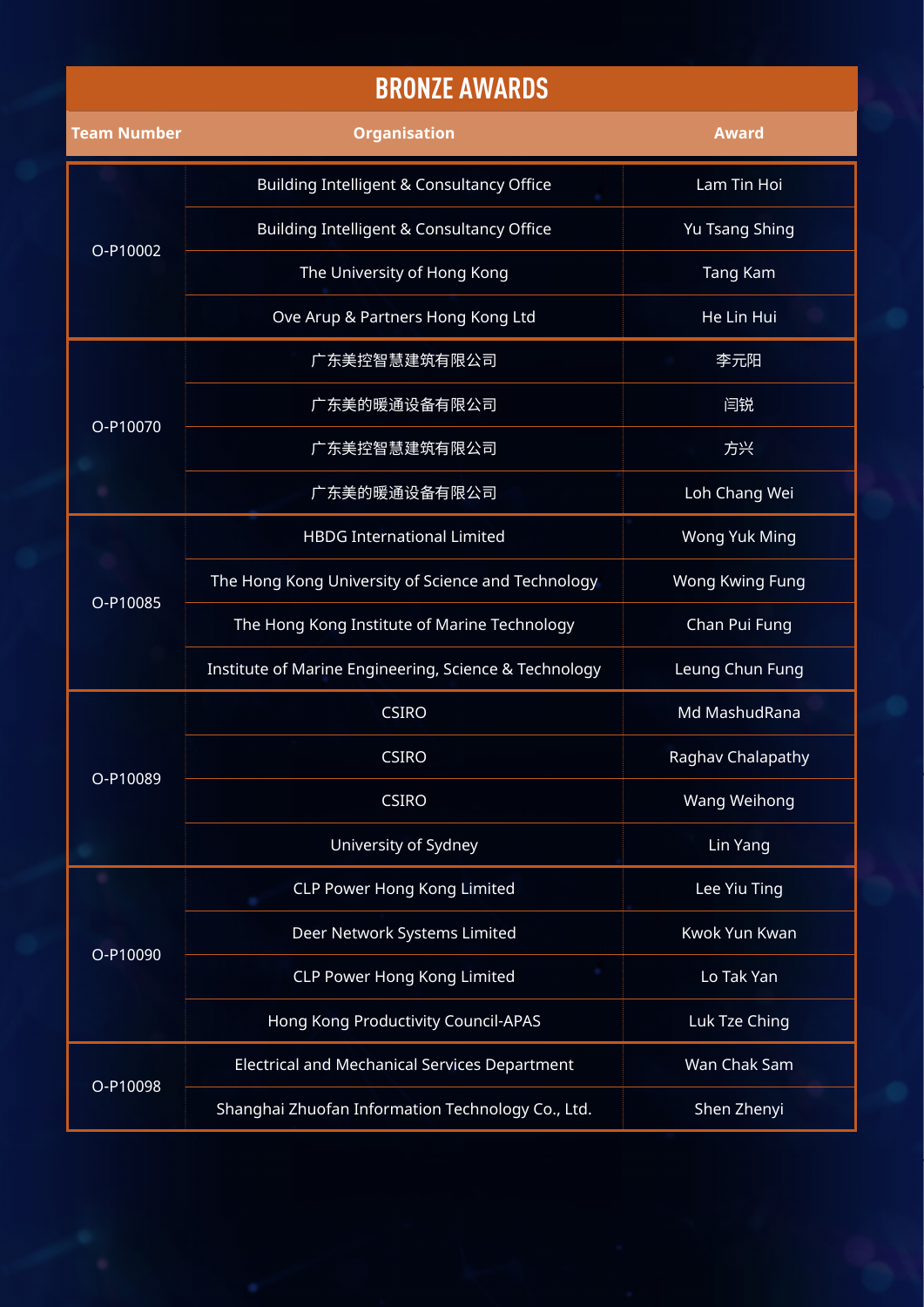# BRONZE AWARDS

| Team Number | Organisation | Award |
|---|---|---|
| O-P10002 | Building Intelligent & Consultancy Office | Lam Tin Hoi |
| | Building Intelligent & Consultancy Office | Yu Tsang Shing |
| | The University of Hong Kong | Tang Kam |
| | Ove Arup & Partners Hong Kong Ltd | He Lin Hui |
| O-P10070 | 广东美控智慧建筑有限公司 | 李元阳 |
| | 广东美的暖通设备有限公司 | 闫锐 |
| | 广东美控智慧建筑有限公司 | 方兴 |
| | 广东美的暖通设备有限公司 | Loh Chang Wei |
| O-P10085 | HBDG International Limited | Wong Yuk Ming |
| | The Hong Kong University of Science and Technology | Wong Kwing Fung |
| | The Hong Kong Institute of Marine Technology | Chan Pui Fung |
| | Institute of Marine Engineering, Science & Technology | Leung Chun Fung |
| O-P10089 | CSIRO | Md MashudRana |
| | CSIRO | Raghav Chalapathy |
| | CSIRO | Wang Weihong |
| | University of Sydney | Lin Yang |
| O-P10090 | CLP Power Hong Kong Limited | Lee Yiu Ting |
| | Deer Network Systems Limited | Kwok Yun Kwan |
| | CLP Power Hong Kong Limited | Lo Tak Yan |
| | Hong Kong Productivity Council-APAS | Luk Tze Ching |
| O-P10098 | Electrical and Mechanical Services Department | Wan Chak Sam |
| | Shanghai Zhuofan Information Technology Co., Ltd. | Shen Zhenyi |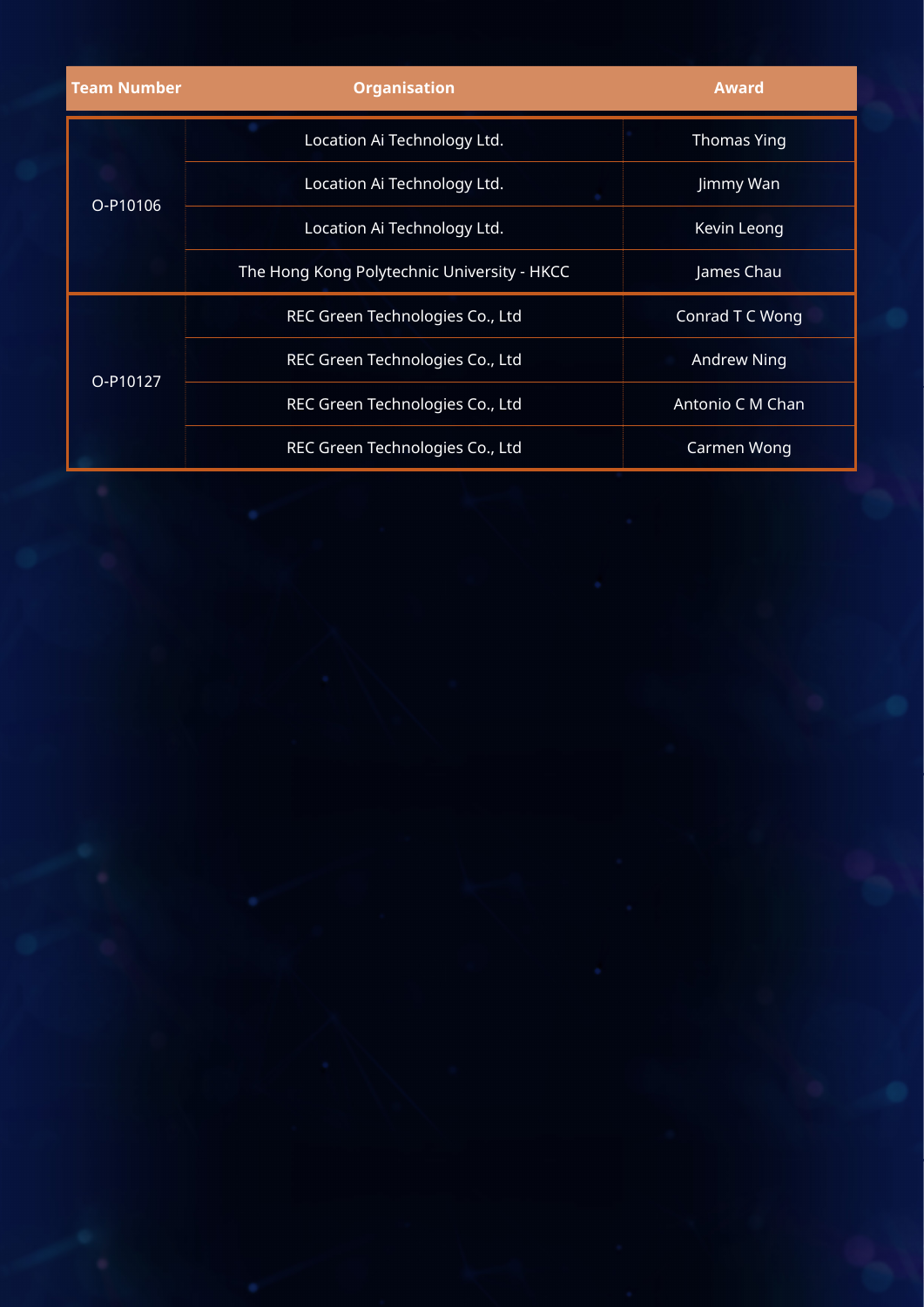| Team Number | Organisation | Award |
|---|---|---|
| O-P10106 | Location Ai Technology Ltd. | Thomas Ying |
| | Location Ai Technology Ltd. | Jimmy Wan |
| | Location Ai Technology Ltd. | Kevin Leong |
| | The Hong Kong Polytechnic University - HKCC | James Chau |
| O-P10127 | REC Green Technologies Co., Ltd | Conrad T C Wong |
| | REC Green Technologies Co., Ltd | Andrew Ning |
| | REC Green Technologies Co., Ltd | Antonio C M Chan |
| | REC Green Technologies Co., Ltd | Carmen Wong |